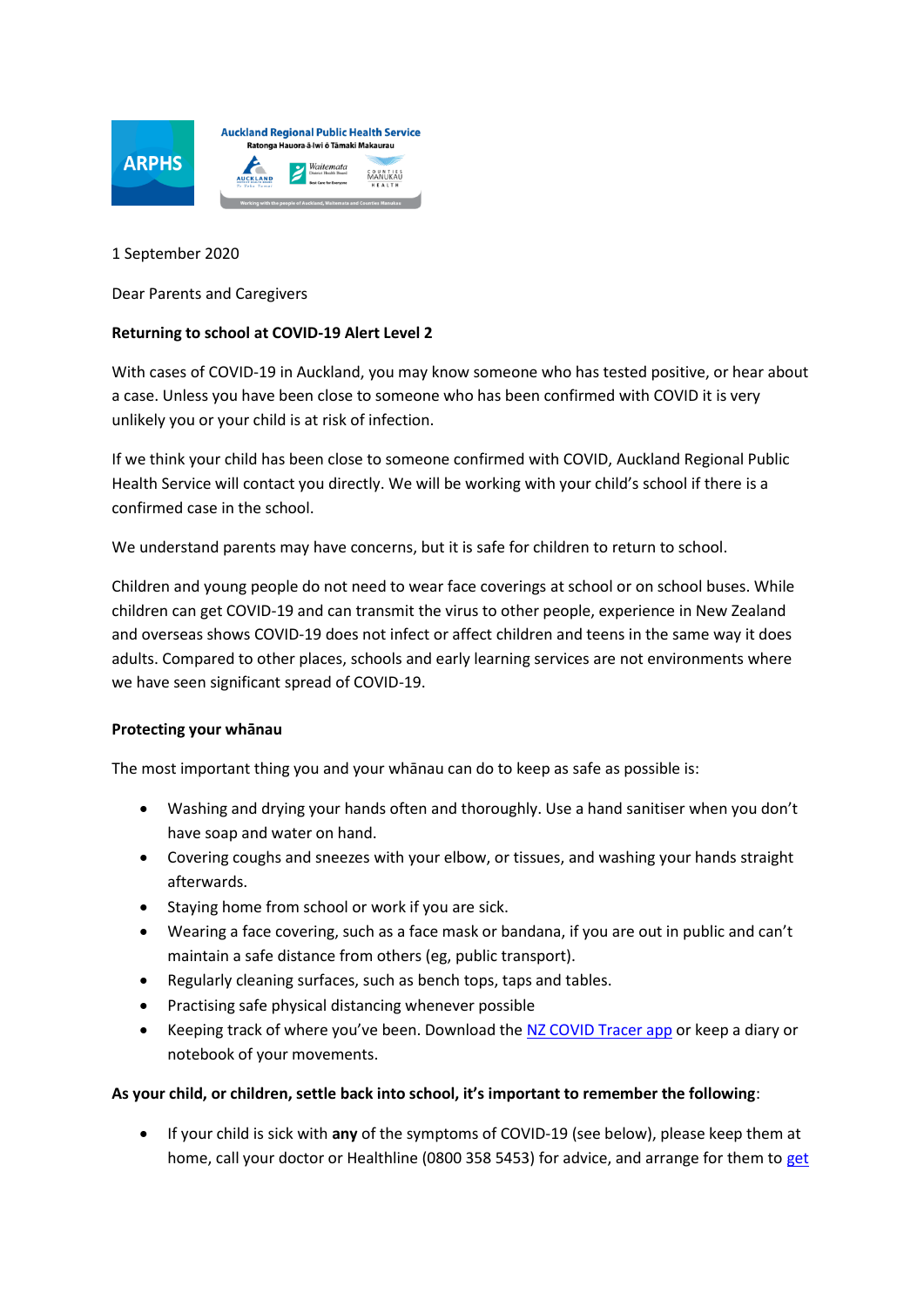Auckland Regional Public Health Service

Ratonga Hauora-ā-Iwi ō Tāmaki Makaurau

1 September 2020

Dear Parents and Caregivers

**Returning to school at COVID-19 Alert Level 2**

With cases of COVID-19 in Auckland, you may know someone who has tested positive, or hear about a case. Unless you have been close to someone who has been confirmed with COVID it is very unlikely you or your child is at risk of infection.

If we think your child has been close to someone confirmed with COVID, Auckland Regional Public Health Service will contact you directly. We will be working with your child's school if there is a confirmed case in the school.

We understand parents may have concerns, but it is safe for children to return to school.

Children and young people do not need to wear face coverings at school or on school buses. While children can get COVID-19 and can transmit the virus to other people, experience in New Zealand and overseas shows COVID-19 does not infect or affect children and teens in the same way it does adults. Compared to other places, schools and early learning services are not environments where we have seen significant spread of COVID-19.

**Protecting your whānau**

The most important thing you and your whānau can do to keep as safe as possible is:

- Washing and drying your hands often and thoroughly. Use a hand sanitiser when you don't have soap and water on hand.
- Covering coughs and sneezes with your elbow, or tissues, and washing your hands straight afterwards.
- Staying home from school or work if you are sick.
- Wearing a face covering, such as a face mask or bandana, if you are out in public and can't maintain a safe distance from others (eg, public transport).
- Regularly cleaning surfaces, such as bench tops, taps and tables.
- Practising safe physical distancing whenever possible
- Keeping track of where you've been. Download the NZ COVID Tracer app or keep a diary or notebook of your movements.

**As your child, or children, settle back into school, it's important to remember the following**:

- If your child is sick with **any** of the symptoms of COVID-19 (see below), please keep them at home, call your doctor or Healthline (0800 358 5453) for advice, and arrange for them to get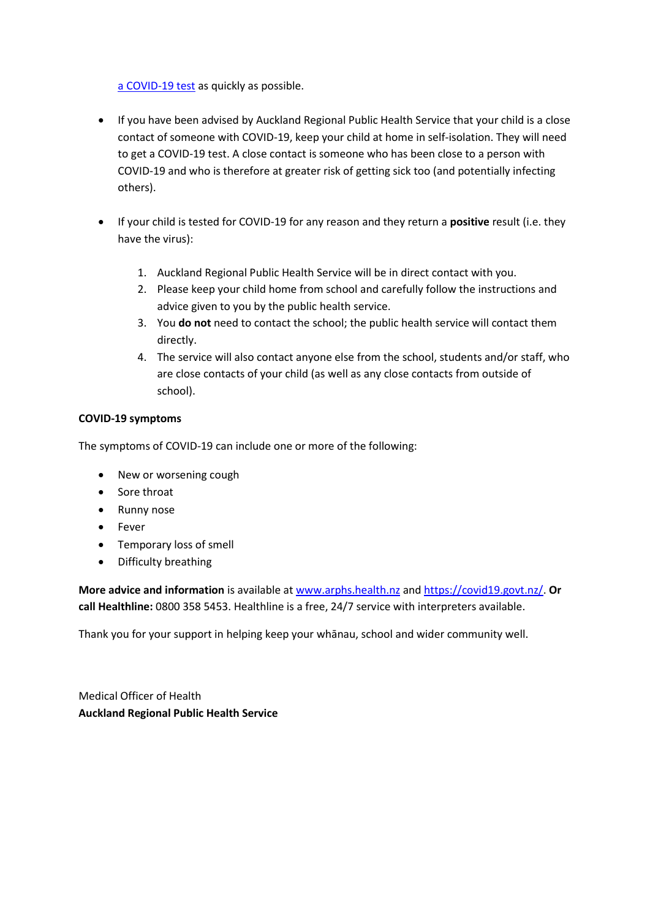a COVID-19 test as quickly as possible.

- If you have been advised by Auckland Regional Public Health Service that your child is a close contact of someone with COVID-19, keep your child at home in self-isolation. They will need to get a COVID-19 test. A close contact is someone who has been close to a person with COVID-19 and who is therefore at greater risk of getting sick too (and potentially infecting others).

- If your child is tested for COVID-19 for any reason and they return a **positive** result (i.e. they have the virus):

    1. Auckland Regional Public Health Service will be in direct contact with you.
    2. Please keep your child home from school and carefully follow the instructions and advice given to you by the public health service.
    3. You **do not** need to contact the school; the public health service will contact them directly.
    4. The service will also contact anyone else from the school, students and/or staff, who are close contacts of your child (as well as any close contacts from outside of school).

**COVID-19 symptoms**

The symptoms of COVID-19 can include one or more of the following:

- New or worsening cough
- Sore throat
- Runny nose
- Fever
- Temporary loss of smell
- Difficulty breathing

**More advice and information** is available at www.arphs.health.nz and https://covid19.govt.nz/. **Or call Healthline:** 0800 358 5453. Healthline is a free, 24/7 service with interpreters available.

Thank you for your support in helping keep your whānau, school and wider community well.

Medical Officer of Health
**Auckland Regional Public Health Service**